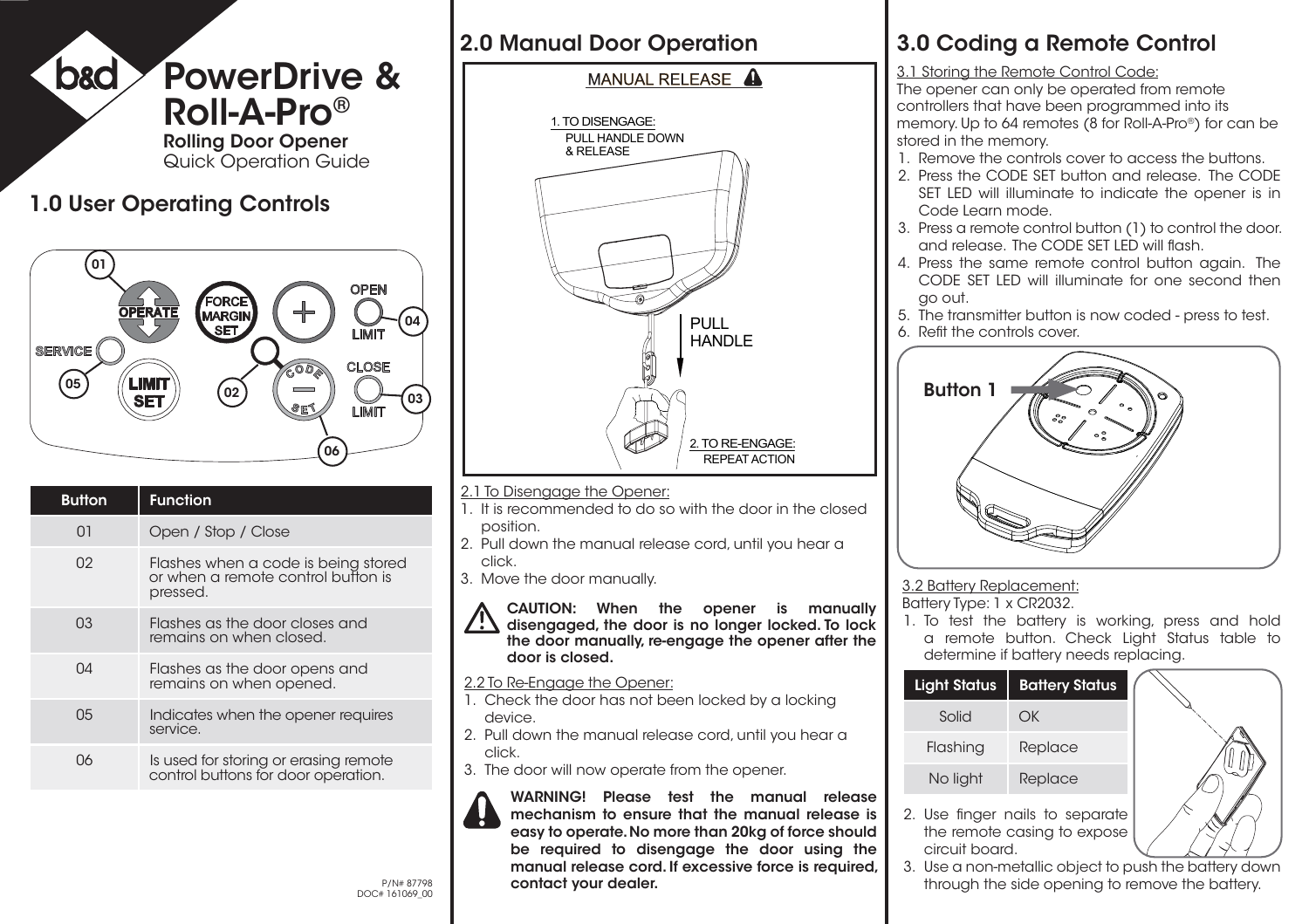# PowerDrive & Roll-A-Pro®

**Rolling Door Opener**
Quick Operation Guide

## 1.0 User Operating Controls

| Button | Function |
| --- | --- |
| 01 | Open / Stop / Close |
| 02 | Flashes when a code is being stored or when a remote control button is pressed. |
| 03 | Flashes as the door closes and remains on when closed. |
| 04 | Flashes as the door opens and remains on when opened. |
| 05 | Indicates when the opener requires service. |
| 06 | Is used for storing or erasing remote control buttons for door operation. |

P/N# 87798
DOC# 161069_00

## 2.0 Manual Door Operation

MANUAL RELEASE

1. TO DISENGAGE: PULL HANDLE DOWN & RELEASE

PULL HANDLE

2. TO RE-ENGAGE: REPEAT ACTION

2.1 To Disengage the Opener:

1. It is recommended to do so with the door in the closed position.
2. Pull down the manual release cord, until you hear a click.
3. Move the door manually.

**CAUTION: When the opener is manually disengaged, the door is no longer locked. To lock the door manually, re-engage the opener after the door is closed.**

2.2 To Re-Engage the Opener:

1. Check the door has not been locked by a locking device.
2. Pull down the manual release cord, until you hear a click.
3. The door will now operate from the opener.

**WARNING! Please test the manual release mechanism to ensure that the manual release is easy to operate. No more than 20kg of force should be required to disengage the door using the manual release cord. If excessive force is required, contact your dealer.**

## 3.0 Coding a Remote Control

3.1 Storing the Remote Control Code:

The opener can only be operated from remote controllers that have been programmed into its memory. Up to 64 remotes (8 for Roll-A-Pro®) for can be stored in the memory.

1. Remove the controls cover to access the buttons.
2. Press the CODE SET button and release. The CODE SET LED will illuminate to indicate the opener is in Code Learn mode.
3. Press a remote control button (1) to control the door. and release. The CODE SET LED will flash.
4. Press the same remote control button again. The CODE SET LED will illuminate for one second then go out.
5. The transmitter button is now coded - press to test.
6. Refit the controls cover.

Button 1

3.2 Battery Replacement:

Battery Type: 1 x CR2032.

1. To test the battery is working, press and hold a remote button. Check Light Status table to determine if battery needs replacing.

| Light Status | Battery Status |
| --- | --- |
| Solid | OK |
| Flashing | Replace |
| No light | Replace |

2. Use finger nails to separate the remote casing to expose circuit board.
3. Use a non-metallic object to push the battery down through the side opening to remove the battery.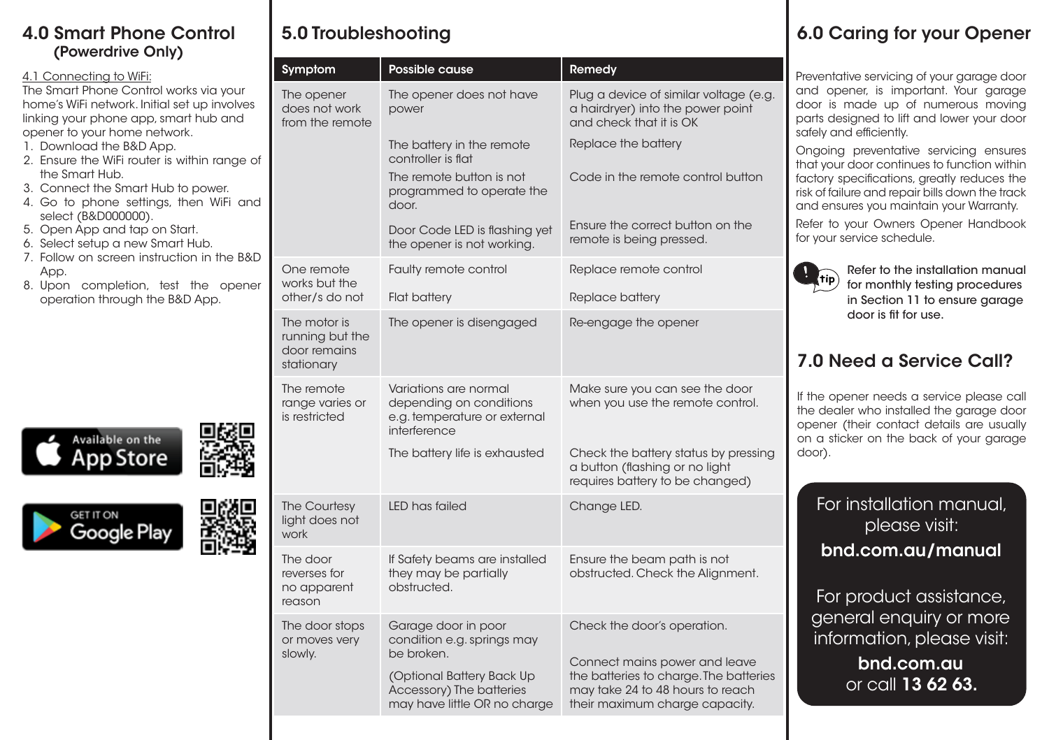## 4.0 Smart Phone Control (Powerdrive Only)

4.1 Connecting to WiFi:

The Smart Phone Control works via your home's WiFi network. Initial set up involves linking your phone app, smart hub and opener to your home network.

1. Download the B&D App.
2. Ensure the WiFi router is within range of the Smart Hub.
3. Connect the Smart Hub to power.
4. Go to phone settings, then WiFi and select (B&D000000).
5. Open App and tap on Start.
6. Select setup a new Smart Hub.
7. Follow on screen instruction in the B&D App.
8. Upon completion, test the opener operation through the B&D App.

Available on the App Store

GET IT ON Google Play

## 5.0 Troubleshooting

| Symptom | Possible cause | Remedy |
| --- | --- | --- |
| The opener does not work from the remote | The opener does not have power | Plug a device of similar voltage (e.g. a hairdryer) into the power point and check that it is OK |
| | The battery in the remote controller is flat | Replace the battery |
| | The remote button is not programmed to operate the door. | Code in the remote control button |
| | Door Code LED is flashing yet the opener is not working. | Ensure the correct button on the remote is being pressed. |
| One remote works but the other/s do not | Faulty remote control | Replace remote control |
| | Flat battery | Replace battery |
| The motor is running but the door remains stationary | The opener is disengaged | Re-engage the opener |
| The remote range varies or is restricted | Variations are normal depending on conditions e.g. temperature or external interference | Make sure you can see the door when you use the remote control. |
| | The battery life is exhausted | Check the battery status by pressing a button (flashing or no light requires battery to be changed) |
| The Courtesy light does not work | LED has failed | Change LED. |
| The door reverses for no apparent reason | If Safety beams are installed they may be partially obstructed. | Ensure the beam path is not obstructed. Check the Alignment. |
| The door stops or moves very slowly. | Garage door in poor condition e.g. springs may be broken. | Check the door's operation. |
| | (Optional Battery Back Up Accessory) The batteries may have little OR no charge | Connect mains power and leave the batteries to charge. The batteries may take 24 to 48 hours to reach their maximum charge capacity. |

## 6.0 Caring for your Opener

Preventative servicing of your garage door and opener, is important. Your garage door is made up of numerous moving parts designed to lift and lower your door safely and efficiently.

Ongoing preventative servicing ensures that your door continues to function within factory specifications, greatly reduces the risk of failure and repair bills down the track and ensures you maintain your Warranty.

Refer to your Owners Opener Handbook for your service schedule.

**tip:** Refer to the installation manual for monthly testing procedures in Section 11 to ensure garage door is fit for use.

## 7.0 Need a Service Call?

If the opener needs a service please call the dealer who installed the garage door opener (their contact details are usually on a sticker on the back of your garage door).

For installation manual, please visit:
**bnd.com.au/manual**

For product assistance, general enquiry or more information, please visit:
**bnd.com.au**
or call **13 62 63.**